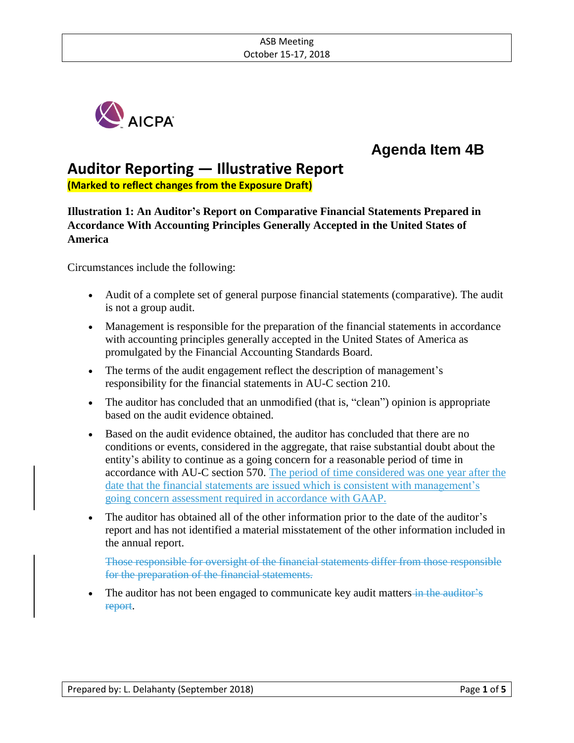# Agenda Item 4B

# Auditor Reporting — Illustrative Report

**(Marked to reflect changes from the Exposure Draft)**

**Illustration 1: An Auditor's Report on Comparative Financial Statements Prepared in Accordance With Accounting Principles Generally Accepted in the United States of America**

Circumstances include the following:

- Audit of a complete set of general purpose financial statements (comparative). The audit is not a group audit.
- Management is responsible for the preparation of the financial statements in accordance with accounting principles generally accepted in the United States of America as promulgated by the Financial Accounting Standards Board.
- The terms of the audit engagement reflect the description of management's responsibility for the financial statements in AU-C section 210.
- The auditor has concluded that an unmodified (that is, "clean") opinion is appropriate based on the audit evidence obtained.
- Based on the audit evidence obtained, the auditor has concluded that there are no conditions or events, considered in the aggregate, that raise substantial doubt about the entity's ability to continue as a going concern for a reasonable period of time in accordance with AU-C section 570. The period of time considered was one year after the date that the financial statements are issued which is consistent with management's going concern assessment required in accordance with GAAP.
- The auditor has obtained all of the other information prior to the date of the auditor's report and has not identified a material misstatement of the other information included in the annual report.

  ~~Those responsible for oversight of the financial statements differ from those responsible for the preparation of the financial statements.~~
- The auditor has not been engaged to communicate key audit matters~~ in the auditor's report~~.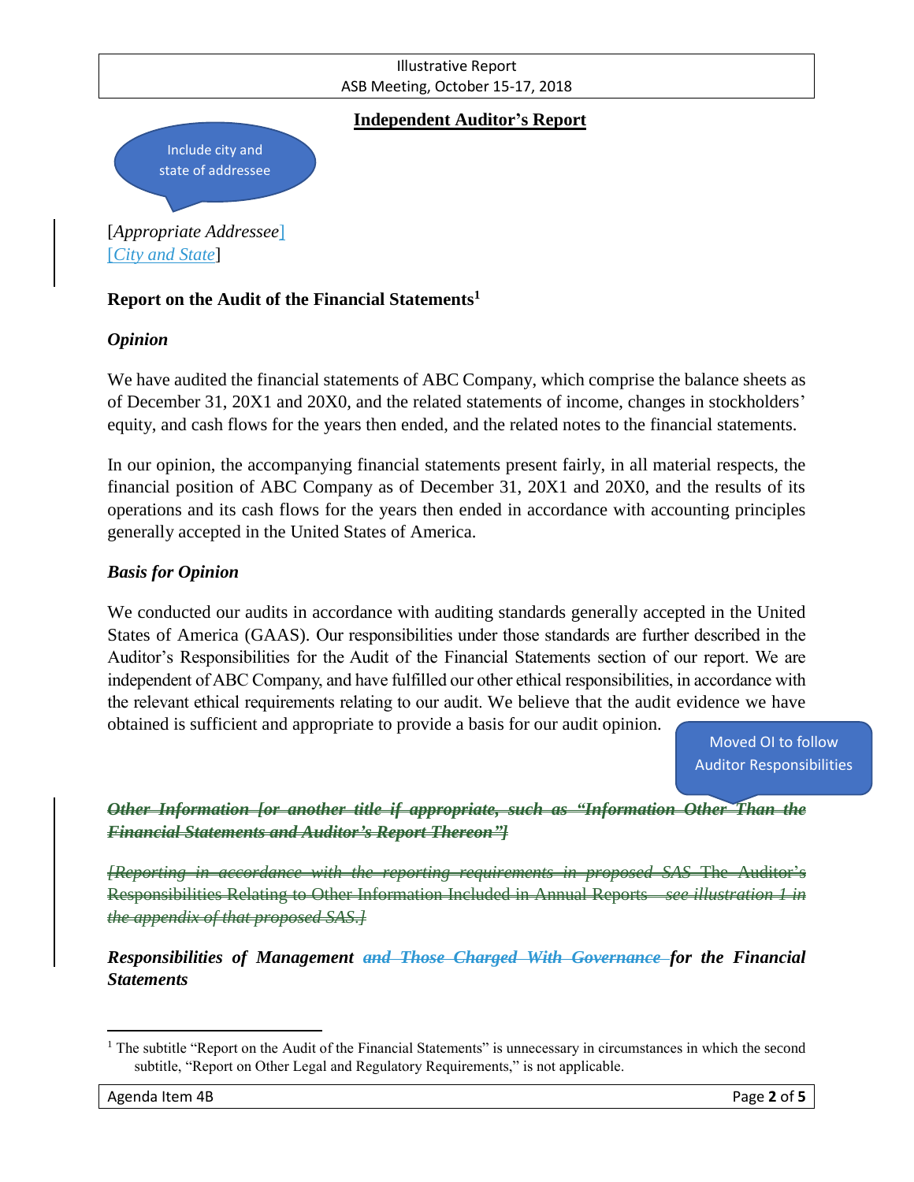## Independent Auditor's Report

Include city and state of addressee

[*Appropriate Addressee*]
[*City and State*]

### Report on the Audit of the Financial Statements[1]

#### *Opinion*

We have audited the financial statements of ABC Company, which comprise the balance sheets as of December 31, 20X1 and 20X0, and the related statements of income, changes in stockholders' equity, and cash flows for the years then ended, and the related notes to the financial statements.

In our opinion, the accompanying financial statements present fairly, in all material respects, the financial position of ABC Company as of December 31, 20X1 and 20X0, and the results of its operations and its cash flows for the years then ended in accordance with accounting principles generally accepted in the United States of America.

#### *Basis for Opinion*

We conducted our audits in accordance with auditing standards generally accepted in the United States of America (GAAS). Our responsibilities under those standards are further described in the Auditor's Responsibilities for the Audit of the Financial Statements section of our report. We are independent of ABC Company, and have fulfilled our other ethical responsibilities, in accordance with the relevant ethical requirements relating to our audit. We believe that the audit evidence we have obtained is sufficient and appropriate to provide a basis for our audit opinion.

Moved OI to follow Auditor Responsibilities

~~***Other Information [or another title if appropriate, such as "Information Other Than the Financial Statements and Auditor's Report Thereon"]***~~

~~*[Reporting in accordance with the reporting requirements in proposed SAS* The Auditor's Responsibilities Relating to Other Information Included in Annual Reports *– see illustration 1 in the appendix of that proposed SAS.]*~~

#### *Responsibilities of Management ~~and Those Charged With Governance~~ for the Financial Statements*

[1] The subtitle "Report on the Audit of the Financial Statements" is unnecessary in circumstances in which the second subtitle, "Report on Other Legal and Regulatory Requirements," is not applicable.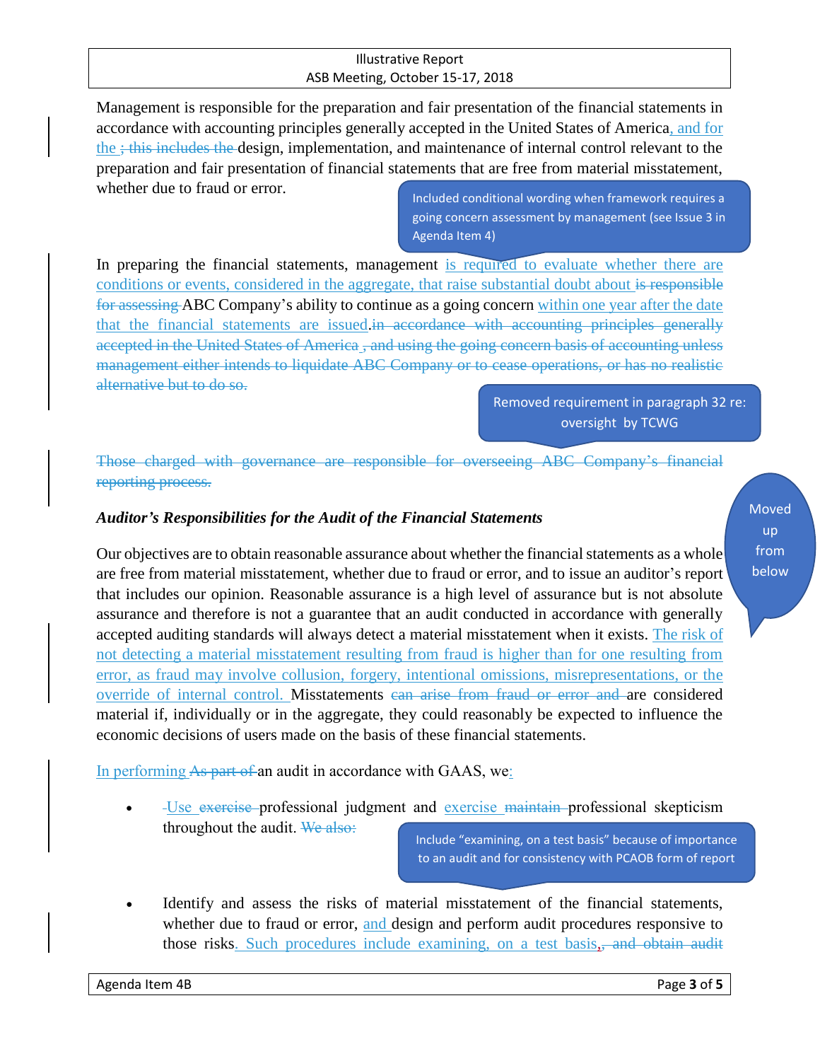Management is responsible for the preparation and fair presentation of the financial statements in accordance with accounting principles generally accepted in the United States of America, and for the ; this includes the design, implementation, and maintenance of internal control relevant to the preparation and fair presentation of financial statements that are free from material misstatement, whether due to fraud or error.

Included conditional wording when framework requires a going concern assessment by management (see Issue 3 in Agenda Item 4)

In preparing the financial statements, management is required to evaluate whether there are conditions or events, considered in the aggregate, that raise substantial doubt about is responsible for assessing ABC Company's ability to continue as a going concern within one year after the date that the financial statements are issued.in accordance with accounting principles generally accepted in the United States of America , and using the going concern basis of accounting unless management either intends to liquidate ABC Company or to cease operations, or has no realistic alternative but to do so.

Removed requirement in paragraph 32 re: oversight by TCWG

~~Those charged with governance are responsible for overseeing ABC Company's financial reporting process.~~

***Auditor's Responsibilities for the Audit of the Financial Statements***

Moved up from below

Our objectives are to obtain reasonable assurance about whether the financial statements as a whole are free from material misstatement, whether due to fraud or error, and to issue an auditor's report that includes our opinion. Reasonable assurance is a high level of assurance but is not absolute assurance and therefore is not a guarantee that an audit conducted in accordance with generally accepted auditing standards will always detect a material misstatement when it exists. The risk of not detecting a material misstatement resulting from fraud is higher than for one resulting from error, as fraud may involve collusion, forgery, intentional omissions, misrepresentations, or the override of internal control. Misstatements ~~can arise from fraud or error and~~ are considered material if, individually or in the aggregate, they could reasonably be expected to influence the economic decisions of users made on the basis of these financial statements.

In performing ~~As part of~~ an audit in accordance with GAAS, we:

- Use ~~exercise~~ professional judgment and exercise ~~maintain~~ professional skepticism throughout the audit. ~~We also:~~

Include "examining, on a test basis" because of importance to an audit and for consistency with PCAOB form of report

- Identify and assess the risks of material misstatement of the financial statements, whether due to fraud or error, and design and perform audit procedures responsive to those risks. Such procedures include examining, on a test basis, ~~, and obtain audit~~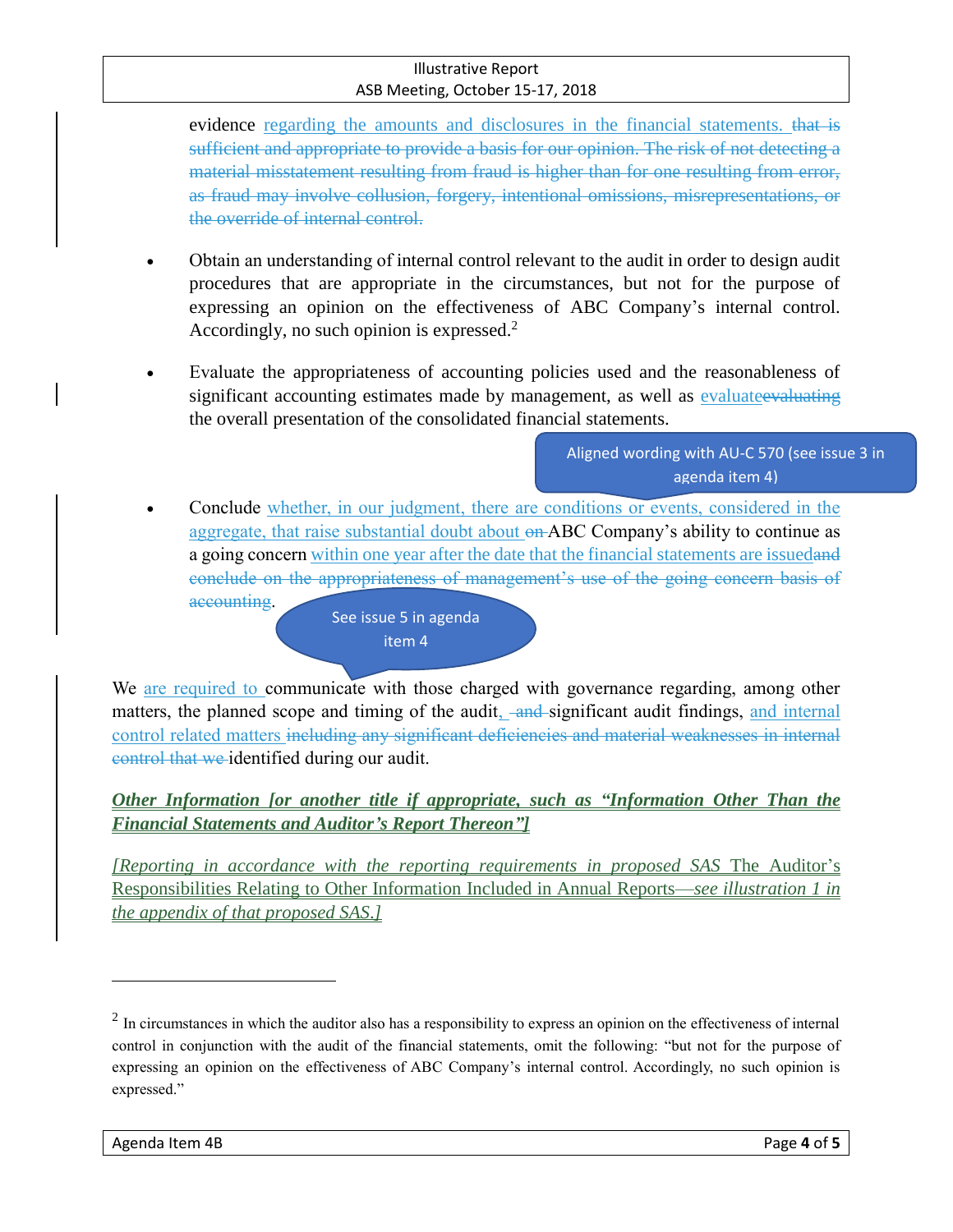evidence regarding the amounts and disclosures in the financial statements. ~~that is sufficient and appropriate to provide a basis for our opinion. The risk of not detecting a material misstatement resulting from fraud is higher than for one resulting from error, as fraud may involve collusion, forgery, intentional omissions, misrepresentations, or the override of internal control.~~

- Obtain an understanding of internal control relevant to the audit in order to design audit procedures that are appropriate in the circumstances, but not for the purpose of expressing an opinion on the effectiveness of ABC Company's internal control. Accordingly, no such opinion is expressed.[2]

- Evaluate the appropriateness of accounting policies used and the reasonableness of significant accounting estimates made by management, as well as evaluate~~evaluating~~ the overall presentation of the consolidated financial statements.

Aligned wording with AU-C 570 (see issue 3 in agenda item 4)

- Conclude whether, in our judgment, there are conditions or events, considered in the aggregate, that raise substantial doubt about ~~on~~ ABC Company's ability to continue as a going concern within one year after the date that the financial statements are issued~~and conclude on the appropriateness of management's use of the going concern basis of accounting~~.

See issue 5 in agenda item 4

We are required to communicate with those charged with governance regarding, among other matters, the planned scope and timing of the audit, ~~and~~ significant audit findings, and internal control related matters ~~including any significant deficiencies and material weaknesses in internal control that we~~ identified during our audit.

***Other Information [or another title if appropriate, such as "Information Other Than the Financial Statements and Auditor's Report Thereon"]***

*[Reporting in accordance with the reporting requirements in proposed SAS* The Auditor's Responsibilities Relating to Other Information Included in Annual Reports—*see illustration 1 in the appendix of that proposed SAS.]*

---

[2] In circumstances in which the auditor also has a responsibility to express an opinion on the effectiveness of internal control in conjunction with the audit of the financial statements, omit the following: "but not for the purpose of expressing an opinion on the effectiveness of ABC Company's internal control. Accordingly, no such opinion is expressed."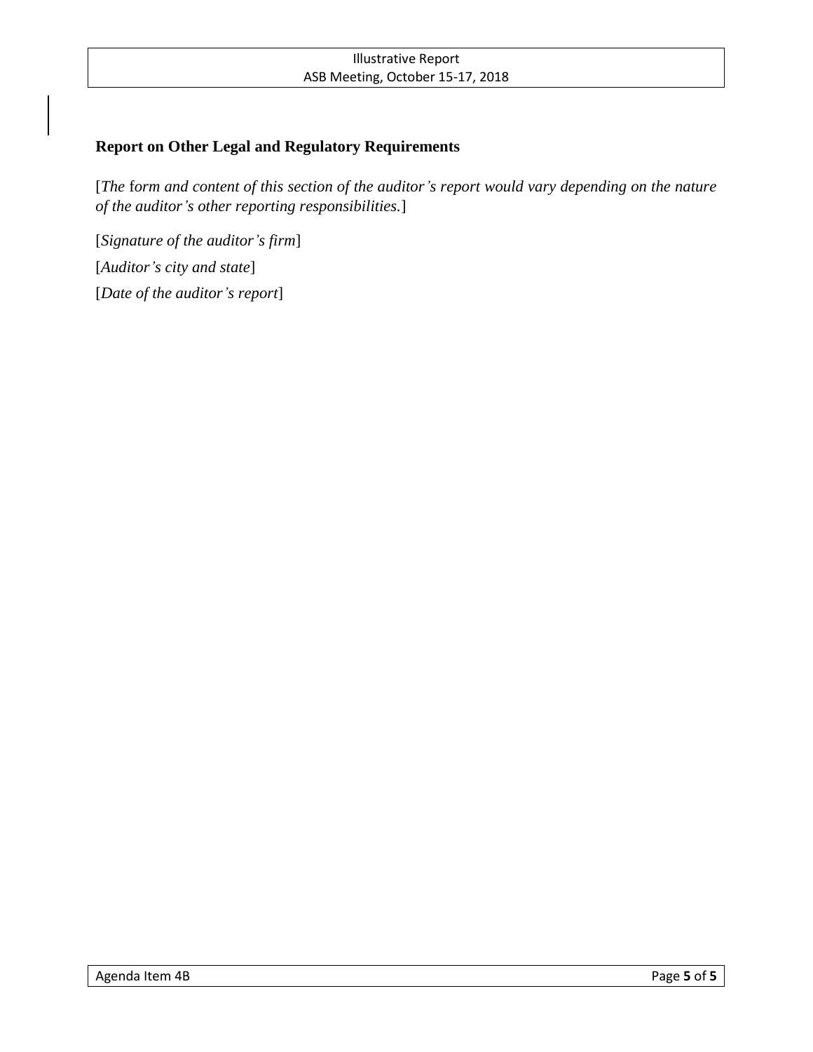**Report on Other Legal and Regulatory Requirements**

[*The form and content of this section of the auditor's report would vary depending on the nature of the auditor's other reporting responsibilities.*]

[*Signature of the auditor's firm*]

[*Auditor's city and state*]

[*Date of the auditor's report*]